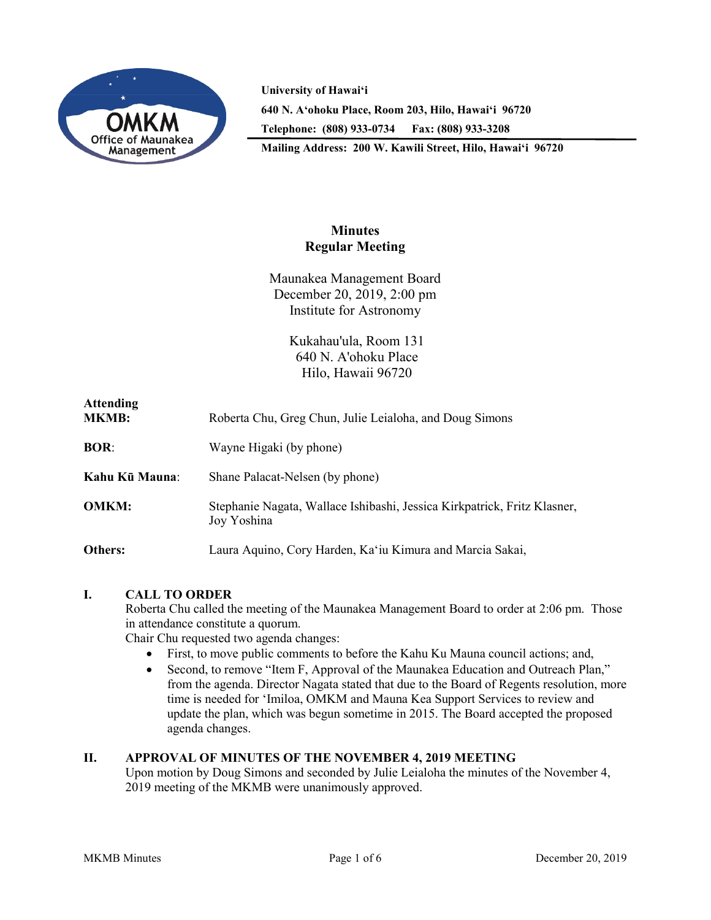University of Hawaiʻi
640 N. Aʻohoku Place, Room 203, Hilo, Hawaiʻi 96720
Telephone: (808) 933-0734 Fax: (808) 933-3208
Mailing Address: 200 W. Kawili Street, Hilo, Hawaiʻi 96720

# Minutes
## Regular Meeting

Maunakea Management Board
December 20, 2019, 2:00 pm
Institute for Astronomy

Kukahau'ula, Room 131
640 N. A'ohoku Place
Hilo, Hawaii 96720

| | |
|---|---|
| **Attending MKMB:** | Roberta Chu, Greg Chun, Julie Leialoha, and Doug Simons |
| **BOR**: | Wayne Higaki (by phone) |
| **Kahu Kū Mauna**: | Shane Palacat-Nelsen (by phone) |
| **OMKM:** | Stephanie Nagata, Wallace Ishibashi, Jessica Kirkpatrick, Fritz Klasner, Joy Yoshina |
| **Others:** | Laura Aquino, Cory Harden, Kaʻiu Kimura and Marcia Sakai, |

## I. CALL TO ORDER

Roberta Chu called the meeting of the Maunakea Management Board to order at 2:06 pm. Those in attendance constitute a quorum.

Chair Chu requested two agenda changes:

- First, to move public comments to before the Kahu Ku Mauna council actions; and,
- Second, to remove "Item F, Approval of the Maunakea Education and Outreach Plan," from the agenda. Director Nagata stated that due to the Board of Regents resolution, more time is needed for ʻImiloa, OMKM and Mauna Kea Support Services to review and update the plan, which was begun sometime in 2015. The Board accepted the proposed agenda changes.

## II. APPROVAL OF MINUTES OF THE NOVEMBER 4, 2019 MEETING

Upon motion by Doug Simons and seconded by Julie Leialoha the minutes of the November 4, 2019 meeting of the MKMB were unanimously approved.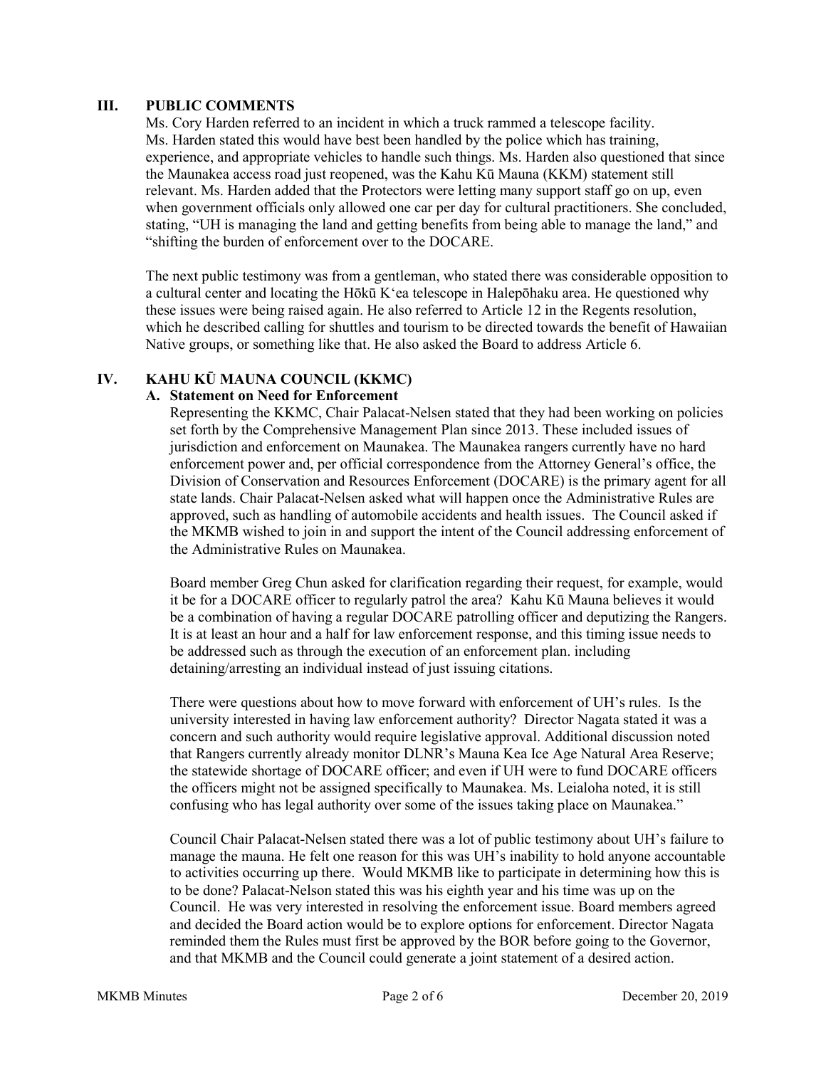## III. PUBLIC COMMENTS

Ms. Cory Harden referred to an incident in which a truck rammed a telescope facility. Ms. Harden stated this would have best been handled by the police which has training, experience, and appropriate vehicles to handle such things. Ms. Harden also questioned that since the Maunakea access road just reopened, was the Kahu Kū Mauna (KKM) statement still relevant. Ms. Harden added that the Protectors were letting many support staff go on up, even when government officials only allowed one car per day for cultural practitioners. She concluded, stating, "UH is managing the land and getting benefits from being able to manage the land," and "shifting the burden of enforcement over to the DOCARE.

The next public testimony was from a gentleman, who stated there was considerable opposition to a cultural center and locating the Hōkū K'ea telescope in Halepōhaku area. He questioned why these issues were being raised again. He also referred to Article 12 in the Regents resolution, which he described calling for shuttles and tourism to be directed towards the benefit of Hawaiian Native groups, or something like that. He also asked the Board to address Article 6.

## IV. KAHU KŪ MAUNA COUNCIL (KKMC)

### A. Statement on Need for Enforcement

Representing the KKMC, Chair Palacat-Nelsen stated that they had been working on policies set forth by the Comprehensive Management Plan since 2013. These included issues of jurisdiction and enforcement on Maunakea. The Maunakea rangers currently have no hard enforcement power and, per official correspondence from the Attorney General's office, the Division of Conservation and Resources Enforcement (DOCARE) is the primary agent for all state lands. Chair Palacat-Nelsen asked what will happen once the Administrative Rules are approved, such as handling of automobile accidents and health issues. The Council asked if the MKMB wished to join in and support the intent of the Council addressing enforcement of the Administrative Rules on Maunakea.

Board member Greg Chun asked for clarification regarding their request, for example, would it be for a DOCARE officer to regularly patrol the area? Kahu Kū Mauna believes it would be a combination of having a regular DOCARE patrolling officer and deputizing the Rangers. It is at least an hour and a half for law enforcement response, and this timing issue needs to be addressed such as through the execution of an enforcement plan. including detaining/arresting an individual instead of just issuing citations.

There were questions about how to move forward with enforcement of UH's rules. Is the university interested in having law enforcement authority? Director Nagata stated it was a concern and such authority would require legislative approval. Additional discussion noted that Rangers currently already monitor DLNR's Mauna Kea Ice Age Natural Area Reserve; the statewide shortage of DOCARE officer; and even if UH were to fund DOCARE officers the officers might not be assigned specifically to Maunakea. Ms. Leialoha noted, it is still confusing who has legal authority over some of the issues taking place on Maunakea."

Council Chair Palacat-Nelsen stated there was a lot of public testimony about UH's failure to manage the mauna. He felt one reason for this was UH's inability to hold anyone accountable to activities occurring up there. Would MKMB like to participate in determining how this is to be done? Palacat-Nelson stated this was his eighth year and his time was up on the Council. He was very interested in resolving the enforcement issue. Board members agreed and decided the Board action would be to explore options for enforcement. Director Nagata reminded them the Rules must first be approved by the BOR before going to the Governor, and that MKMB and the Council could generate a joint statement of a desired action.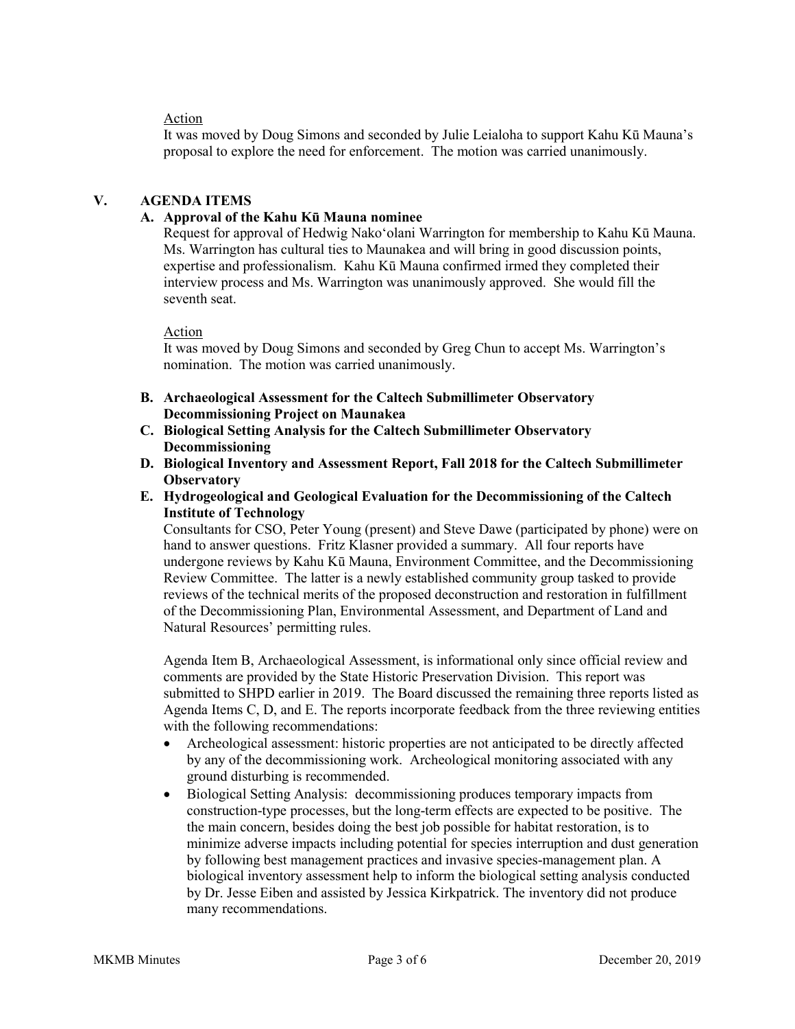Action

It was moved by Doug Simons and seconded by Julie Leialoha to support Kahu Kū Mauna's proposal to explore the need for enforcement. The motion was carried unanimously.

## V. AGENDA ITEMS

### A. Approval of the Kahu Kū Mauna nominee

Request for approval of Hedwig Nakoʻolani Warrington for membership to Kahu Kū Mauna. Ms. Warrington has cultural ties to Maunakea and will bring in good discussion points, expertise and professionalism. Kahu Kū Mauna confirmed irmed they completed their interview process and Ms. Warrington was unanimously approved. She would fill the seventh seat.

Action

It was moved by Doug Simons and seconded by Greg Chun to accept Ms. Warrington's nomination. The motion was carried unanimously.

### B. Archaeological Assessment for the Caltech Submillimeter Observatory Decommissioning Project on Maunakea

### C. Biological Setting Analysis for the Caltech Submillimeter Observatory Decommissioning

### D. Biological Inventory and Assessment Report, Fall 2018 for the Caltech Submillimeter Observatory

### E. Hydrogeological and Geological Evaluation for the Decommissioning of the Caltech Institute of Technology

Consultants for CSO, Peter Young (present) and Steve Dawe (participated by phone) were on hand to answer questions. Fritz Klasner provided a summary. All four reports have undergone reviews by Kahu Kū Mauna, Environment Committee, and the Decommissioning Review Committee. The latter is a newly established community group tasked to provide reviews of the technical merits of the proposed deconstruction and restoration in fulfillment of the Decommissioning Plan, Environmental Assessment, and Department of Land and Natural Resources' permitting rules.

Agenda Item B, Archaeological Assessment, is informational only since official review and comments are provided by the State Historic Preservation Division. This report was submitted to SHPD earlier in 2019. The Board discussed the remaining three reports listed as Agenda Items C, D, and E. The reports incorporate feedback from the three reviewing entities with the following recommendations:

- Archeological assessment: historic properties are not anticipated to be directly affected by any of the decommissioning work. Archeological monitoring associated with any ground disturbing is recommended.
- Biological Setting Analysis: decommissioning produces temporary impacts from construction-type processes, but the long-term effects are expected to be positive. The the main concern, besides doing the best job possible for habitat restoration, is to minimize adverse impacts including potential for species interruption and dust generation by following best management practices and invasive species-management plan. A biological inventory assessment help to inform the biological setting analysis conducted by Dr. Jesse Eiben and assisted by Jessica Kirkpatrick. The inventory did not produce many recommendations.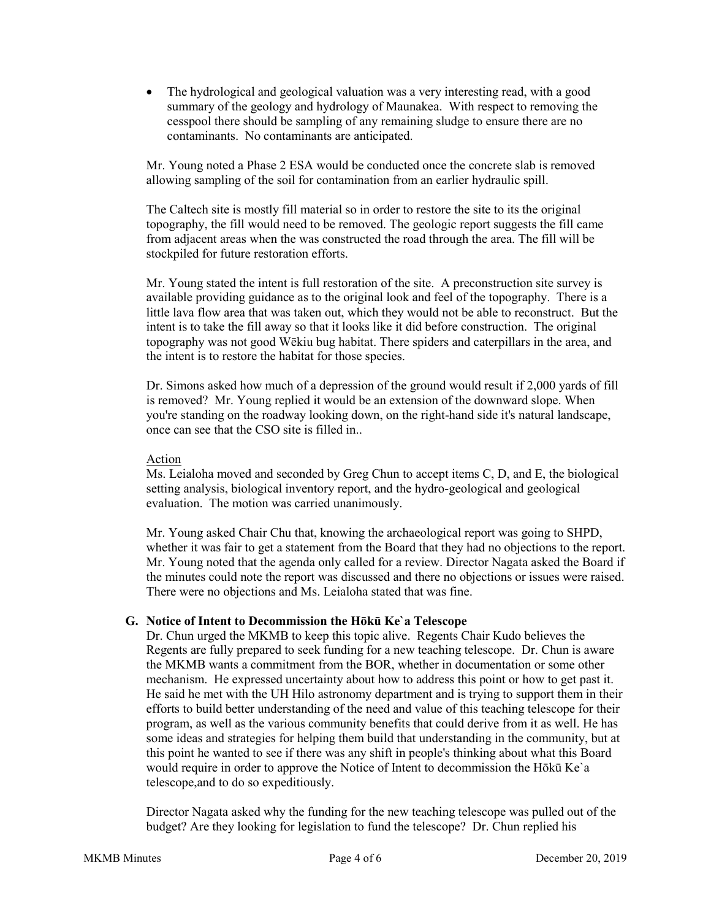- The hydrological and geological valuation was a very interesting read, with a good summary of the geology and hydrology of Maunakea. With respect to removing the cesspool there should be sampling of any remaining sludge to ensure there are no contaminants. No contaminants are anticipated.

Mr. Young noted a Phase 2 ESA would be conducted once the concrete slab is removed allowing sampling of the soil for contamination from an earlier hydraulic spill.

The Caltech site is mostly fill material so in order to restore the site to its the original topography, the fill would need to be removed. The geologic report suggests the fill came from adjacent areas when the was constructed the road through the area. The fill will be stockpiled for future restoration efforts.

Mr. Young stated the intent is full restoration of the site. A preconstruction site survey is available providing guidance as to the original look and feel of the topography. There is a little lava flow area that was taken out, which they would not be able to reconstruct. But the intent is to take the fill away so that it looks like it did before construction. The original topography was not good Wēkiu bug habitat. There spiders and caterpillars in the area, and the intent is to restore the habitat for those species.

Dr. Simons asked how much of a depression of the ground would result if 2,000 yards of fill is removed? Mr. Young replied it would be an extension of the downward slope. When you're standing on the roadway looking down, on the right-hand side it's natural landscape, once can see that the CSO site is filled in..

Action

Ms. Leialoha moved and seconded by Greg Chun to accept items C, D, and E, the biological setting analysis, biological inventory report, and the hydro-geological and geological evaluation. The motion was carried unanimously.

Mr. Young asked Chair Chu that, knowing the archaeological report was going to SHPD, whether it was fair to get a statement from the Board that they had no objections to the report. Mr. Young noted that the agenda only called for a review. Director Nagata asked the Board if the minutes could note the report was discussed and there no objections or issues were raised. There were no objections and Ms. Leialoha stated that was fine.

**G. Notice of Intent to Decommission the Hōkū Ke`a Telescope**

Dr. Chun urged the MKMB to keep this topic alive. Regents Chair Kudo believes the Regents are fully prepared to seek funding for a new teaching telescope. Dr. Chun is aware the MKMB wants a commitment from the BOR, whether in documentation or some other mechanism. He expressed uncertainty about how to address this point or how to get past it. He said he met with the UH Hilo astronomy department and is trying to support them in their efforts to build better understanding of the need and value of this teaching telescope for their program, as well as the various community benefits that could derive from it as well. He has some ideas and strategies for helping them build that understanding in the community, but at this point he wanted to see if there was any shift in people's thinking about what this Board would require in order to approve the Notice of Intent to decommission the Hōkū Ke`a telescope,and to do so expeditiously.

Director Nagata asked why the funding for the new teaching telescope was pulled out of the budget? Are they looking for legislation to fund the telescope? Dr. Chun replied his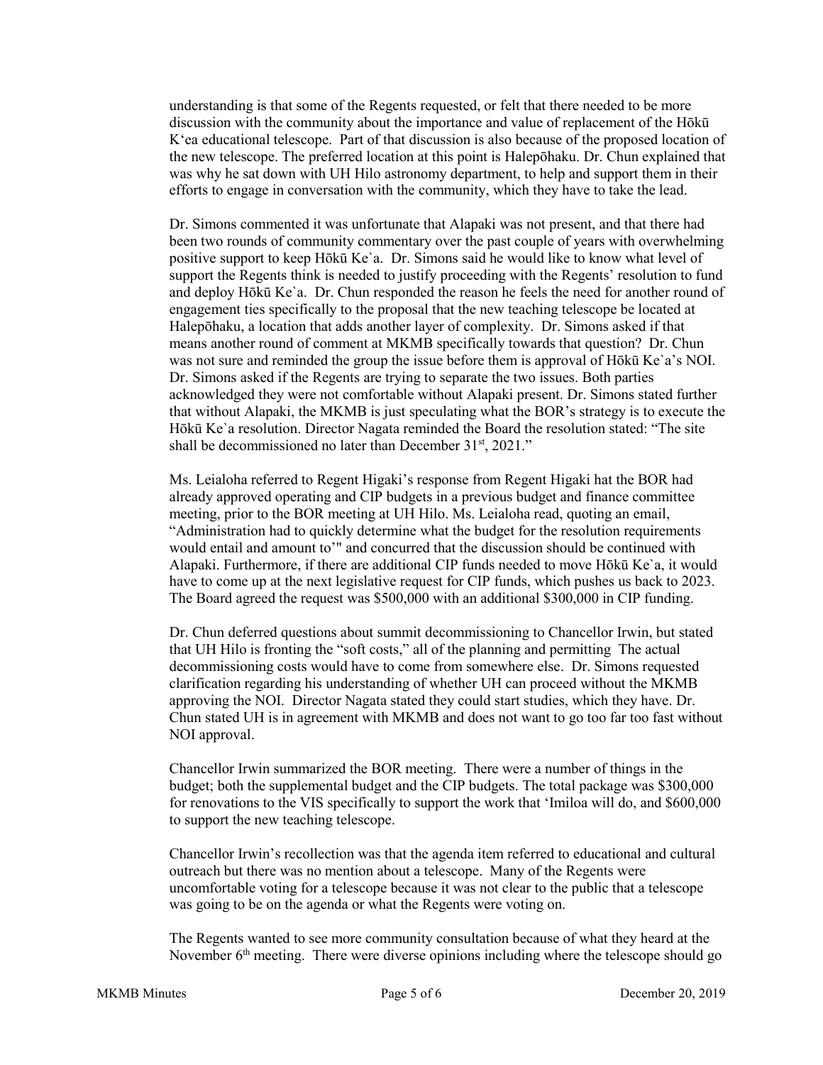understanding is that some of the Regents requested, or felt that there needed to be more discussion with the community about the importance and value of replacement of the Hōkū K'ea educational telescope. Part of that discussion is also because of the proposed location of the new telescope. The preferred location at this point is Halepōhaku. Dr. Chun explained that was why he sat down with UH Hilo astronomy department, to help and support them in their efforts to engage in conversation with the community, which they have to take the lead.

Dr. Simons commented it was unfortunate that Alapaki was not present, and that there had been two rounds of community commentary over the past couple of years with overwhelming positive support to keep Hōkū Ke`a. Dr. Simons said he would like to know what level of support the Regents think is needed to justify proceeding with the Regents' resolution to fund and deploy Hōkū Ke`a. Dr. Chun responded the reason he feels the need for another round of engagement ties specifically to the proposal that the new teaching telescope be located at Halepōhaku, a location that adds another layer of complexity. Dr. Simons asked if that means another round of comment at MKMB specifically towards that question? Dr. Chun was not sure and reminded the group the issue before them is approval of Hōkū Ke`a's NOI. Dr. Simons asked if the Regents are trying to separate the two issues. Both parties acknowledged they were not comfortable without Alapaki present. Dr. Simons stated further that without Alapaki, the MKMB is just speculating what the BOR's strategy is to execute the Hōkū Ke`a resolution. Director Nagata reminded the Board the resolution stated: "The site shall be decommissioned no later than December 31st, 2021."

Ms. Leialoha referred to Regent Higaki's response from Regent Higaki hat the BOR had already approved operating and CIP budgets in a previous budget and finance committee meeting, prior to the BOR meeting at UH Hilo. Ms. Leialoha read, quoting an email, "Administration had to quickly determine what the budget for the resolution requirements would entail and amount to'" and concurred that the discussion should be continued with Alapaki. Furthermore, if there are additional CIP funds needed to move Hōkū Ke`a, it would have to come up at the next legislative request for CIP funds, which pushes us back to 2023. The Board agreed the request was \$500,000 with an additional \$300,000 in CIP funding.

Dr. Chun deferred questions about summit decommissioning to Chancellor Irwin, but stated that UH Hilo is fronting the "soft costs," all of the planning and permitting The actual decommissioning costs would have to come from somewhere else. Dr. Simons requested clarification regarding his understanding of whether UH can proceed without the MKMB approving the NOI. Director Nagata stated they could start studies, which they have. Dr. Chun stated UH is in agreement with MKMB and does not want to go too far too fast without NOI approval.

Chancellor Irwin summarized the BOR meeting. There were a number of things in the budget; both the supplemental budget and the CIP budgets. The total package was \$300,000 for renovations to the VIS specifically to support the work that 'Imiloa will do, and \$600,000 to support the new teaching telescope.

Chancellor Irwin's recollection was that the agenda item referred to educational and cultural outreach but there was no mention about a telescope. Many of the Regents were uncomfortable voting for a telescope because it was not clear to the public that a telescope was going to be on the agenda or what the Regents were voting on.

The Regents wanted to see more community consultation because of what they heard at the November 6th meeting. There were diverse opinions including where the telescope should go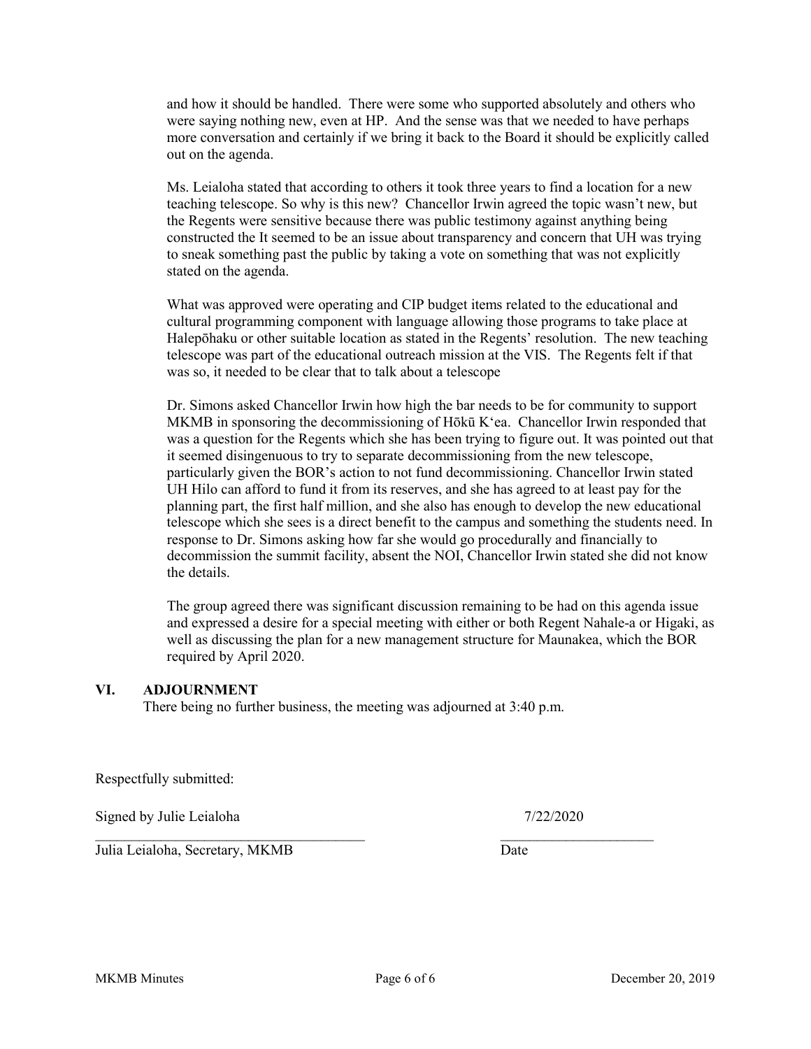and how it should be handled. There were some who supported absolutely and others who were saying nothing new, even at HP. And the sense was that we needed to have perhaps more conversation and certainly if we bring it back to the Board it should be explicitly called out on the agenda.

Ms. Leialoha stated that according to others it took three years to find a location for a new teaching telescope. So why is this new? Chancellor Irwin agreed the topic wasn't new, but the Regents were sensitive because there was public testimony against anything being constructed the It seemed to be an issue about transparency and concern that UH was trying to sneak something past the public by taking a vote on something that was not explicitly stated on the agenda.

What was approved were operating and CIP budget items related to the educational and cultural programming component with language allowing those programs to take place at Halepōhaku or other suitable location as stated in the Regents' resolution. The new teaching telescope was part of the educational outreach mission at the VIS. The Regents felt if that was so, it needed to be clear that to talk about a telescope

Dr. Simons asked Chancellor Irwin how high the bar needs to be for community to support MKMB in sponsoring the decommissioning of Hōkū K'ea. Chancellor Irwin responded that was a question for the Regents which she has been trying to figure out. It was pointed out that it seemed disingenuous to try to separate decommissioning from the new telescope, particularly given the BOR's action to not fund decommissioning. Chancellor Irwin stated UH Hilo can afford to fund it from its reserves, and she has agreed to at least pay for the planning part, the first half million, and she also has enough to develop the new educational telescope which she sees is a direct benefit to the campus and something the students need. In response to Dr. Simons asking how far she would go procedurally and financially to decommission the summit facility, absent the NOI, Chancellor Irwin stated she did not know the details.

The group agreed there was significant discussion remaining to be had on this agenda issue and expressed a desire for a special meeting with either or both Regent Nahale-a or Higaki, as well as discussing the plan for a new management structure for Maunakea, which the BOR required by April 2020.

## VI. ADJOURNMENT

There being no further business, the meeting was adjourned at 3:40 p.m.

Respectfully submitted:

Signed by Julie Leialoha　　　　　　　　7/22/2020

\_\_\_\_\_\_\_\_\_\_\_\_\_\_\_\_\_\_\_\_\_\_\_\_\_\_\_\_\_\_\_\_\_\_\_\_\_\_　　　　\_\_\_\_\_\_\_\_\_\_\_\_\_\_\_\_\_\_\_\_\_\_

Julia Leialoha, Secretary, MKMB　　　　　　　　Date